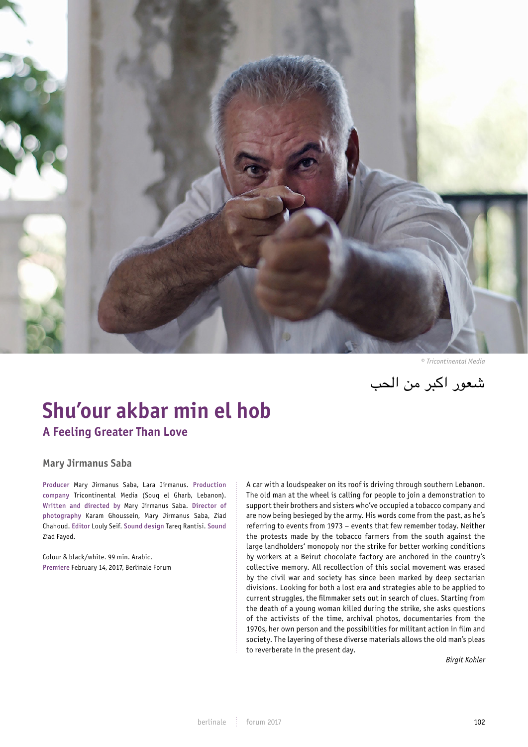© Tricontinental Media

شعور اكبر من الحب

# Shu'our akbar min el hob

## A Feeling Greater Than Love

### Mary Jirmanus Saba

Producer Mary Jirmanus Saba, Lara Jirmanus. Production company Tricontinental Media (Souq el Gharb, Lebanon). Written and directed by Mary Jirmanus Saba. Director of photography Karam Ghoussein, Mary Jirmanus Saba, Ziad Chahoud. Editor Louly Seif. Sound design Tareq Rantisi. Sound Ziad Fayed.

Colour & black/white. 99 min. Arabic.
Premiere February 14, 2017, Berlinale Forum

A car with a loudspeaker on its roof is driving through southern Lebanon. The old man at the wheel is calling for people to join a demonstration to support their brothers and sisters who've occupied a tobacco company and are now being besieged by the army. His words come from the past, as he's referring to events from 1973 – events that few remember today. Neither the protests made by the tobacco farmers from the south against the large landholders' monopoly nor the strike for better working conditions by workers at a Beirut chocolate factory are anchored in the country's collective memory. All recollection of this social movement was erased by the civil war and society has since been marked by deep sectarian divisions. Looking for both a lost era and strategies able to be applied to current struggles, the filmmaker sets out in search of clues. Starting from the death of a young woman killed during the strike, she asks questions of the activists of the time, archival photos, documentaries from the 1970s, her own person and the possibilities for militant action in film and society. The layering of these diverse materials allows the old man's pleas to reverberate in the present day.

*Birgit Kohler*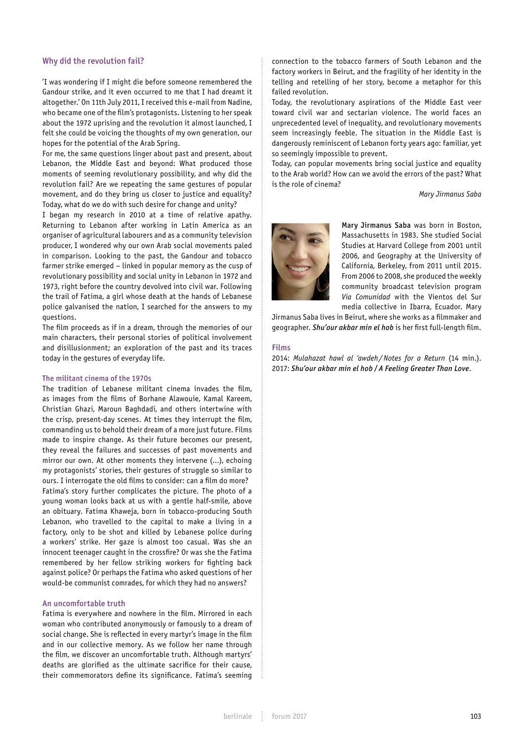## Why did the revolution fail?

'I was wondering if I might die before someone remembered the Gandour strike, and it even occurred to me that I had dreamt it altogether.' On 11th July 2011, I received this e-mail from Nadine, who became one of the film's protagonists. Listening to her speak about the 1972 uprising and the revolution it almost launched, I felt she could be voicing the thoughts of my own generation, our hopes for the potential of the Arab Spring.

For me, the same questions linger about past and present, about Lebanon, the Middle East and beyond: What produced those moments of seeming revolutionary possibility, and why did the revolution fail? Are we repeating the same gestures of popular movement, and do they bring us closer to justice and equality? Today, what do we do with such desire for change and unity?

I began my research in 2010 at a time of relative apathy. Returning to Lebanon after working in Latin America as an organiser of agricultural labourers and as a community television producer, I wondered why our own Arab social movements paled in comparison. Looking to the past, the Gandour and tobacco farmer strike emerged – linked in popular memory as the cusp of revolutionary possibility and social unity in Lebanon in 1972 and 1973, right before the country devolved into civil war. Following the trail of Fatima, a girl whose death at the hands of Lebanese police galvanised the nation, I searched for the answers to my questions.

The film proceeds as if in a dream, through the memories of our main characters, their personal stories of political involvement and disillusionment; an exploration of the past and its traces today in the gestures of everyday life.

### The militant cinema of the 1970s

The tradition of Lebanese militant cinema invades the film, as images from the films of Borhane Alawouie, Kamal Kareem, Christian Ghazi, Maroun Baghdadi, and others intertwine with the crisp, present-day scenes. At times they interrupt the film, commanding us to behold their dream of a more just future. Films made to inspire change. As their future becomes our present, they reveal the failures and successes of past movements and mirror our own. At other moments they intervene (…), echoing my protagonists' stories, their gestures of struggle so similar to ours. I interrogate the old films to consider: can a film do more?

Fatima's story further complicates the picture. The photo of a young woman looks back at us with a gentle half-smile, above an obituary. Fatima Khaweja, born in tobacco-producing South Lebanon, who travelled to the capital to make a living in a factory, only to be shot and killed by Lebanese police during a workers' strike. Her gaze is almost too casual. Was she an innocent teenager caught in the crossfire? Or was she the Fatima remembered by her fellow striking workers for fighting back against police? Or perhaps the Fatima who asked questions of her would-be communist comrades, for which they had no answers?

### An uncomfortable truth

Fatima is everywhere and nowhere in the film. Mirrored in each woman who contributed anonymously or famously to a dream of social change. She is reflected in every martyr's image in the film and in our collective memory. As we follow her name through the film, we discover an uncomfortable truth. Although martyrs' deaths are glorified as the ultimate sacrifice for their cause, their commemorators define its significance. Fatima's seeming connection to the tobacco farmers of South Lebanon and the factory workers in Beirut, and the fragility of her identity in the telling and retelling of her story, become a metaphor for this failed revolution.

Today, the revolutionary aspirations of the Middle East veer toward civil war and sectarian violence. The world faces an unprecedented level of inequality, and revolutionary movements seem increasingly feeble. The situation in the Middle East is dangerously reminiscent of Lebanon forty years ago: familiar, yet so seemingly impossible to prevent.

Today, can popular movements bring social justice and equality to the Arab world? How can we avoid the errors of the past? What is the role of cinema?

*Mary Jirmanus Saba*

**Mary Jirmanus Saba** was born in Boston, Massachusetts in 1983. She studied Social Studies at Harvard College from 2001 until 2006, and Geography at the University of California, Berkeley, from 2011 until 2015. From 2006 to 2008, she produced the weekly community broadcast television program *Via Comunidad* with the Vientos del Sur media collective in Ibarra, Ecuador. Mary Jirmanus Saba lives in Beirut, where she works as a filmmaker and geographer. ***Shu'our akbar min el hob*** is her first full-length film.

### Films

2014: *Mulahazat hawl al 'awdeh / Notes for a Return* (14 min.).
2017: ***Shu'our akbar min el hob / A Feeling Greater Than Love***.